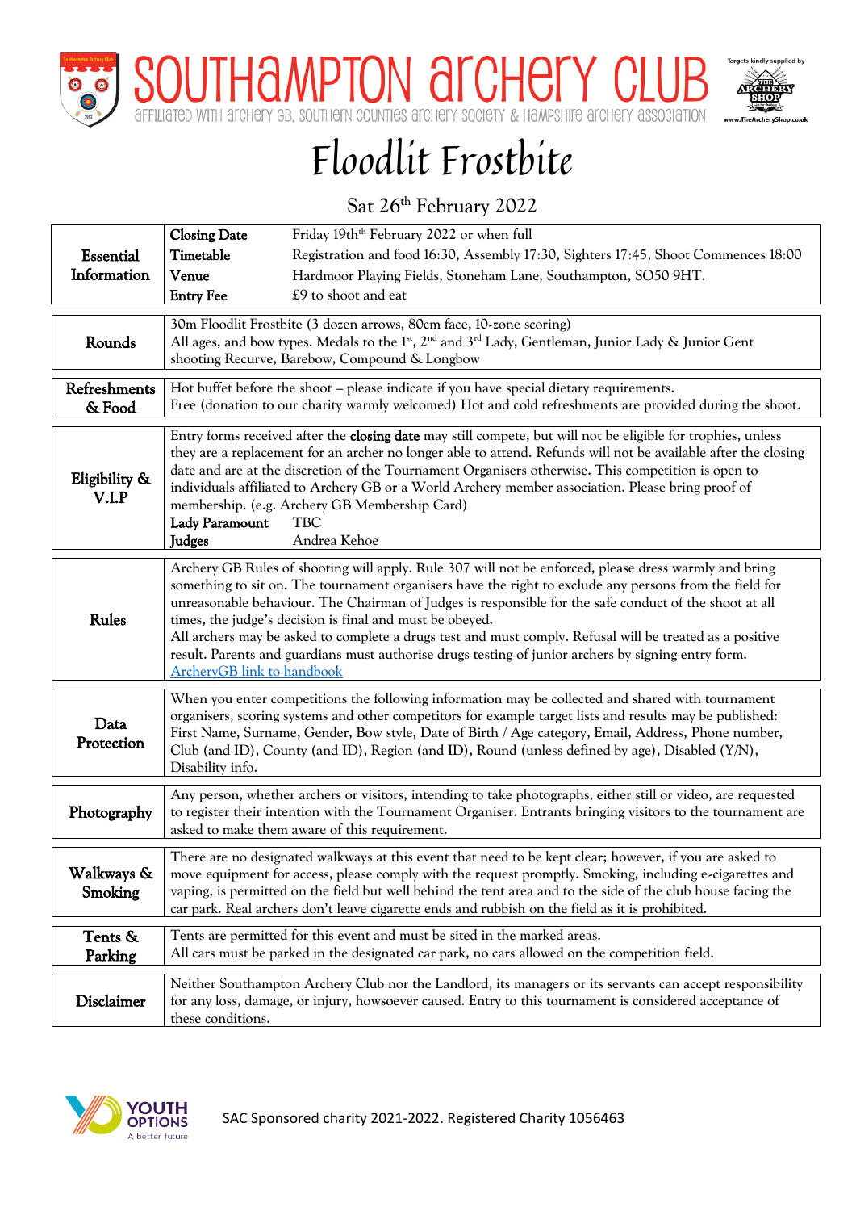# Southampton Archery Club

Affiliated with Archery GB, Southern Counties Archery Society & Hampshire Archery Association

Targets kindly supplied by The Archery Shop www.TheArcheryShop.co.uk

# Floodlit Frostbite

## Sat 26th February 2022

| | |
|---|---|
| **Essential Information** | **Closing Date** Friday 19th February 2022 or when full<br>**Timetable** Registration and food 16:30, Assembly 17:30, Sighters 17:45, Shoot Commences 18:00<br>**Venue** Hardmoor Playing Fields, Stoneham Lane, Southampton, SO50 9HT.<br>**Entry Fee** £9 to shoot and eat |
| **Rounds** | 30m Floodlit Frostbite (3 dozen arrows, 80cm face, 10-zone scoring)<br>All ages, and bow types. Medals to the 1st, 2nd and 3rd Lady, Gentleman, Junior Lady & Junior Gent shooting Recurve, Barebow, Compound & Longbow |
| **Refreshments & Food** | Hot buffet before the shoot – please indicate if you have special dietary requirements.<br>Free (donation to our charity warmly welcomed) Hot and cold refreshments are provided during the shoot. |
| **Eligibility & V.I.P** | Entry forms received after the **closing date** may still compete, but will not be eligible for trophies, unless they are a replacement for an archer no longer able to attend. Refunds will not be available after the closing date and are at the discretion of the Tournament Organisers otherwise. This competition is open to individuals affiliated to Archery GB or a World Archery member association. Please bring proof of membership. (e.g. Archery GB Membership Card)<br>**Lady Paramount** TBC<br>**Judges** Andrea Kehoe |
| **Rules** | Archery GB Rules of shooting will apply. Rule 307 will not be enforced, please dress warmly and bring something to sit on. The tournament organisers have the right to exclude any persons from the field for unreasonable behaviour. The Chairman of Judges is responsible for the safe conduct of the shoot at all times, the judge's decision is final and must be obeyed.<br>All archers may be asked to complete a drugs test and must comply. Refusal will be treated as a positive result. Parents and guardians must authorise drugs testing of junior archers by signing entry form.<br>ArcheryGB link to handbook |
| **Data Protection** | When you enter competitions the following information may be collected and shared with tournament organisers, scoring systems and other competitors for example target lists and results may be published: First Name, Surname, Gender, Bow style, Date of Birth / Age category, Email, Address, Phone number, Club (and ID), County (and ID), Region (and ID), Round (unless defined by age), Disabled (Y/N), Disability info. |
| **Photography** | Any person, whether archers or visitors, intending to take photographs, either still or video, are requested to register their intention with the Tournament Organiser. Entrants bringing visitors to the tournament are asked to make them aware of this requirement. |
| **Walkways & Smoking** | There are no designated walkways at this event that need to be kept clear; however, if you are asked to move equipment for access, please comply with the request promptly. Smoking, including e-cigarettes and vaping, is permitted on the field but well behind the tent area and to the side of the club house facing the car park. Real archers don't leave cigarette ends and rubbish on the field as it is prohibited. |
| **Tents & Parking** | Tents are permitted for this event and must be sited in the marked areas.<br>All cars must be parked in the designated car park, no cars allowed on the competition field. |
| **Disclaimer** | Neither Southampton Archery Club nor the Landlord, its managers or its servants can accept responsibility for any loss, damage, or injury, howsoever caused. Entry to this tournament is considered acceptance of these conditions. |

Youth Options – A better future

SAC Sponsored charity 2021-2022. Registered Charity 1056463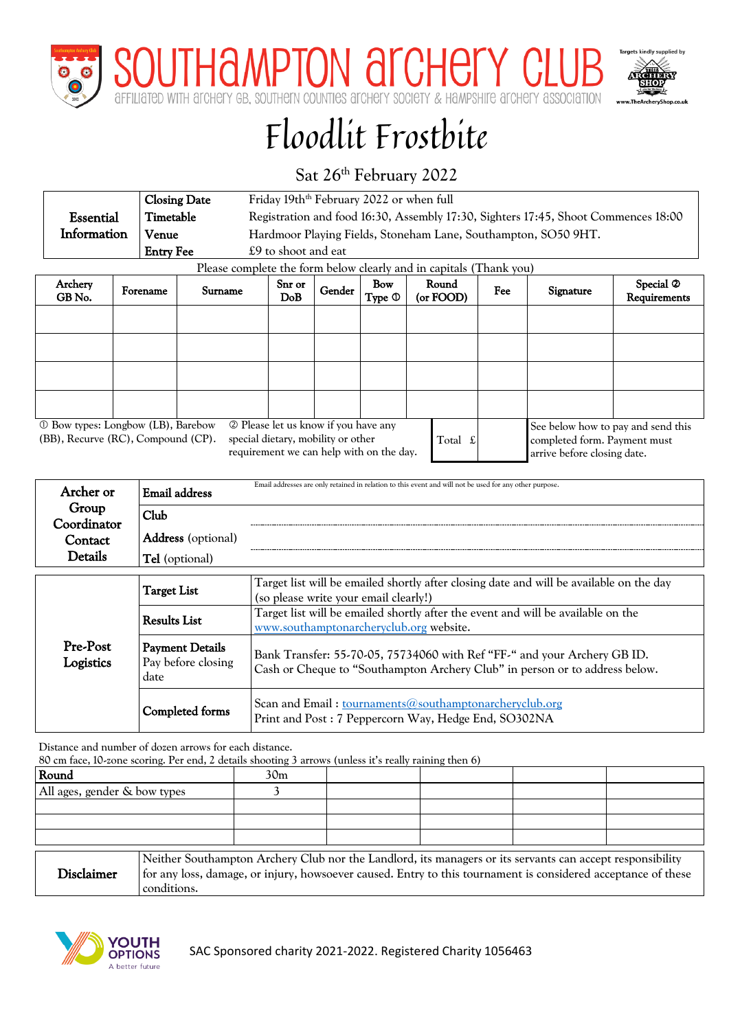Southampton Archery Club

affiliated with Archery GB, Southern Counties Archery Society & Hampshire Archery Association

Targets kindly supplied by The Archery Shop www.TheArcheryShop.co.uk

# Floodlit Frostbite

Sat 26th February 2022

| | | |
|---|---|---|
| **Essential Information** | **Closing Date** | Friday 19th February 2022 or when full |
| | **Timetable** | Registration and food 16:30, Assembly 17:30, Sighters 17:45, Shoot Commences 18:00 |
| | **Venue** | Hardmoor Playing Fields, Stoneham Lane, Southampton, SO50 9HT. |
| | **Entry Fee** | £9 to shoot and eat |

Please complete the form below clearly and in capitals (Thank you)

| Archery GB No. | Forename | Surname | Snr or DoB | Gender | Bow Type ① | Round (or FOOD) | Fee | Signature | Special ② Requirements |
|---|---|---|---|---|---|---|---|---|---|
| | | | | | | | | | |
| | | | | | | | | | |
| | | | | | | | | | |
| | | | | | | | | | |

① Bow types: Longbow (LB), Barebow (BB), Recurve (RC), Compound (CP).

② Please let us know if you have any special dietary, mobility or other requirement we can help with on the day.

Total £

See below how to pay and send this completed form. Payment must arrive before closing date.

| | | |
|---|---|---|
| **Archer or Group Coordinator Contact Details** | **Email address** | Email addresses are only retained in relation to this event and will not be used for any other purpose. |
| | **Club** | |
| | **Address** (optional) | |
| | **Tel** (optional) | |

| | | |
|---|---|---|
| **Pre-Post Logistics** | **Target List** | Target list will be emailed shortly after closing date and will be available on the day (so please write your email clearly!) |
| | **Results List** | Target list will be emailed shortly after the event and will be available on the www.southamptonarcheryclub.org website. |
| | **Payment Details** Pay before closing date | Bank Transfer: 55-70-05, 75734060 with Ref "FF-" and your Archery GB ID. Cash or Cheque to "Southampton Archery Club" in person or to address below. |
| | **Completed forms** | Scan and Email : tournaments@southamptonarcheryclub.org Print and Post : 7 Peppercorn Way, Hedge End, SO302NA |

Distance and number of dozen arrows for each distance.
80 cm face, 10-zone scoring. Per end, 2 details shooting 3 arrows (unless it's really raining then 6)

| Round | 30m | | | | |
|---|---|---|---|---|---|
| All ages, gender & bow types | 3 | | | | |
| | | | | | |
| | | | | | |
| | | | | | |

| | |
|---|---|
| **Disclaimer** | Neither Southampton Archery Club nor the Landlord, its managers or its servants can accept responsibility for any loss, damage, or injury, howsoever caused. Entry to this tournament is considered acceptance of these conditions. |

YOUTH OPTIONS A better future

SAC Sponsored charity 2021-2022. Registered Charity 1056463